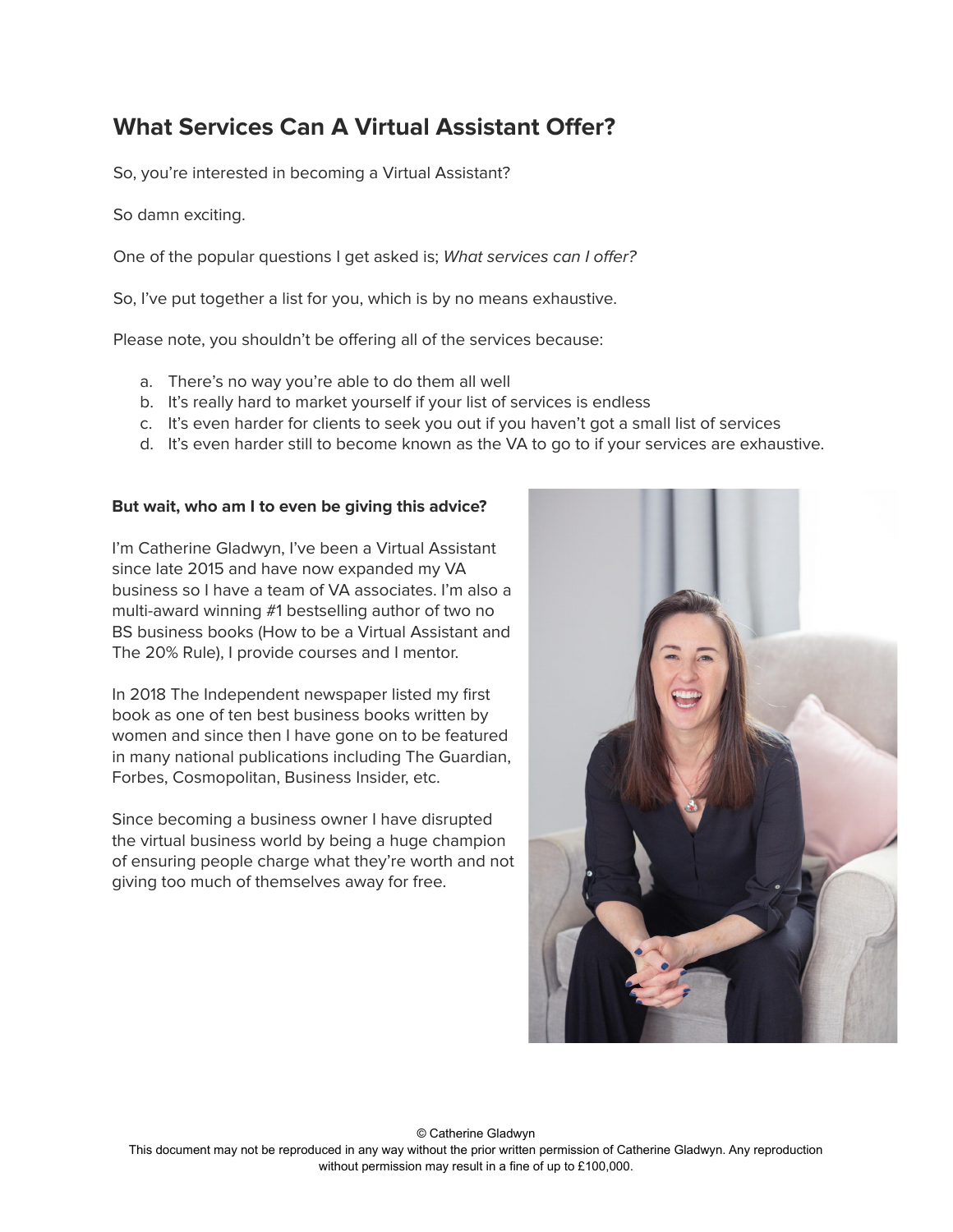# What Services Can A Virtual Assistant Offer?

So, you're interested in becoming a Virtual Assistant?

So damn exciting.

One of the popular questions I get asked is; *What services can I offer?*

So, I've put together a list for you, which is by no means exhaustive.

Please note, you shouldn't be offering all of the services because:

a. There's no way you're able to do them all well
b. It's really hard to market yourself if your list of services is endless
c. It's even harder for clients to seek you out if you haven't got a small list of services
d. It's even harder still to become known as the VA to go to if your services are exhaustive.

**But wait, who am I to even be giving this advice?**

I'm Catherine Gladwyn, I've been a Virtual Assistant since late 2015 and have now expanded my VA business so I have a team of VA associates. I'm also a multi-award winning #1 bestselling author of two no BS business books (How to be a Virtual Assistant and The 20% Rule), I provide courses and I mentor.

In 2018 The Independent newspaper listed my first book as one of ten best business books written by women and since then I have gone on to be featured in many national publications including The Guardian, Forbes, Cosmopolitan, Business Insider, etc.

Since becoming a business owner I have disrupted the virtual business world by being a huge champion of ensuring people charge what they're worth and not giving too much of themselves away for free.

© Catherine Gladwyn
This document may not be reproduced in any way without the prior written permission of Catherine Gladwyn. Any reproduction without permission may result in a fine of up to £100,000.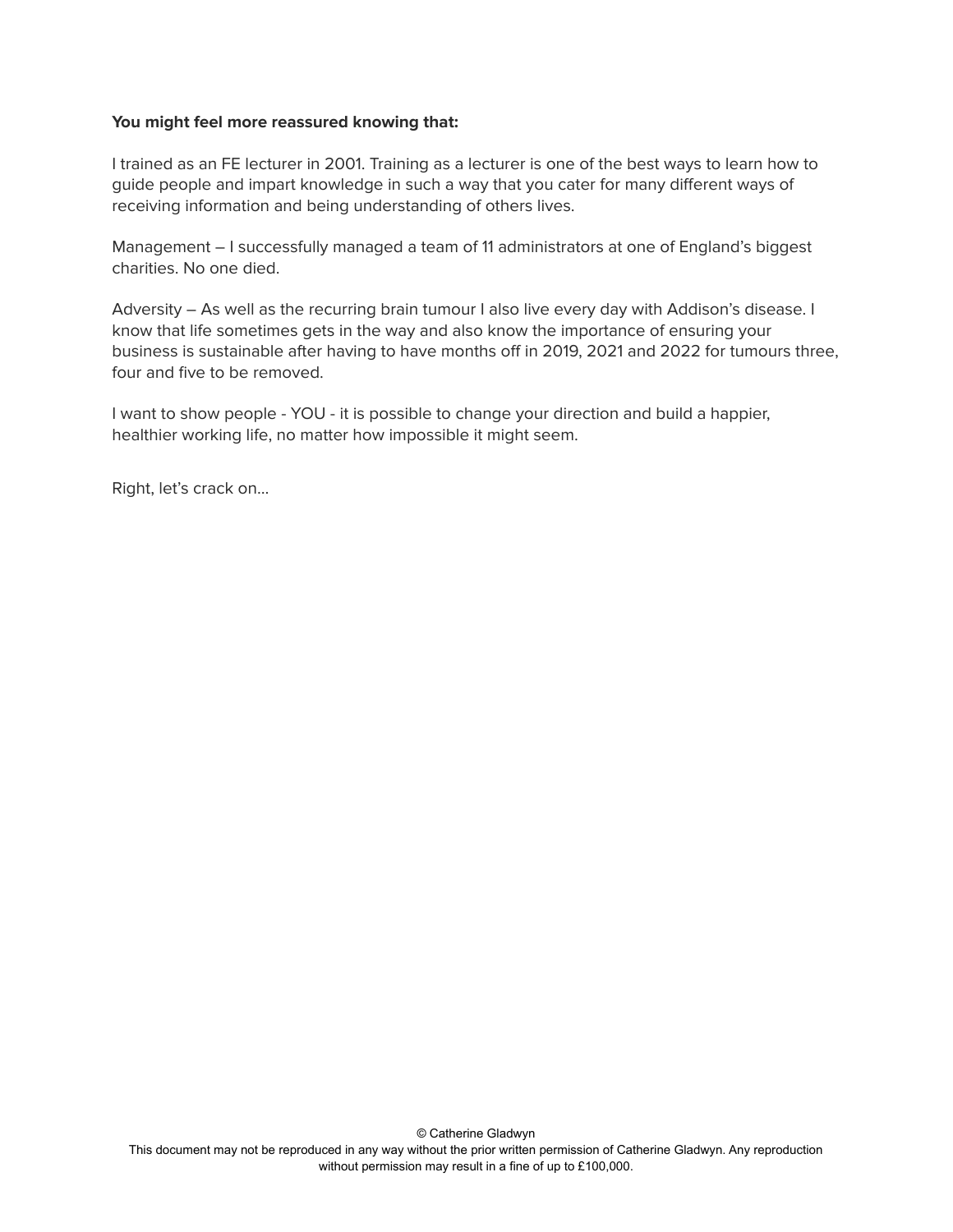**You might feel more reassured knowing that:**

I trained as an FE lecturer in 2001. Training as a lecturer is one of the best ways to learn how to guide people and impart knowledge in such a way that you cater for many different ways of receiving information and being understanding of others lives.

Management – I successfully managed a team of 11 administrators at one of England's biggest charities. No one died.

Adversity – As well as the recurring brain tumour I also live every day with Addison's disease. I know that life sometimes gets in the way and also know the importance of ensuring your business is sustainable after having to have months off in 2019, 2021 and 2022 for tumours three, four and five to be removed.

I want to show people - YOU - it is possible to change your direction and build a happier, healthier working life, no matter how impossible it might seem.

Right, let's crack on...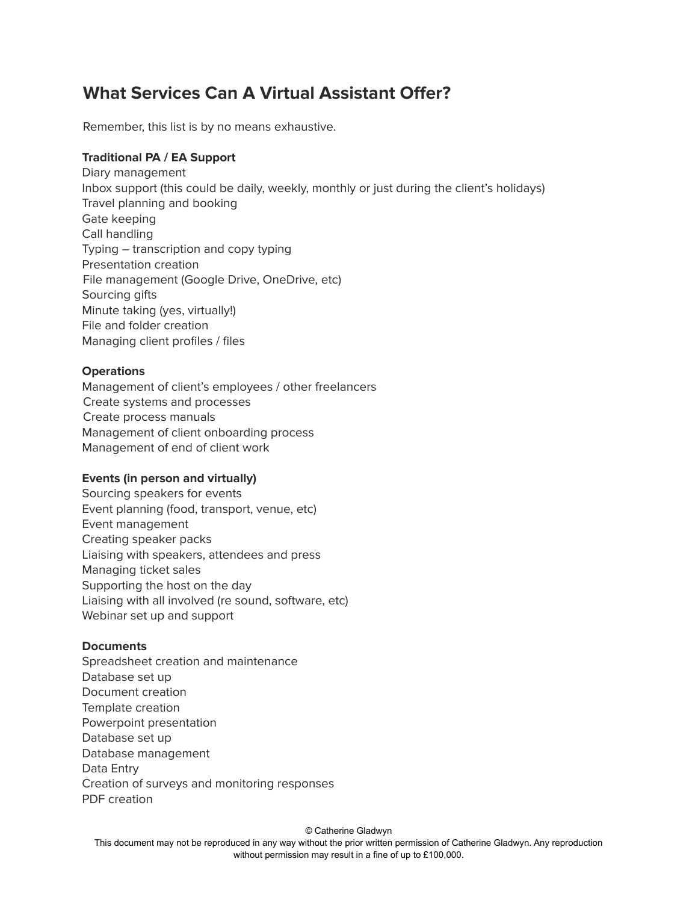## What Services Can A Virtual Assistant Offer?

Remember, this list is by no means exhaustive.

**Traditional PA / EA Support**
Diary management
Inbox support (this could be daily, weekly, monthly or just during the client's holidays)
Travel planning and booking
Gate keeping
Call handling
Typing – transcription and copy typing
Presentation creation
File management (Google Drive, OneDrive, etc)
Sourcing gifts
Minute taking (yes, virtually!)
File and folder creation
Managing client profiles / files

**Operations**
Management of client's employees / other freelancers
Create systems and processes
Create process manuals
Management of client onboarding process
Management of end of client work

**Events (in person and virtually)**
Sourcing speakers for events
Event planning (food, transport, venue, etc)
Event management
Creating speaker packs
Liaising with speakers, attendees and press
Managing ticket sales
Supporting the host on the day
Liaising with all involved (re sound, software, etc)
Webinar set up and support

**Documents**
Spreadsheet creation and maintenance
Database set up
Document creation
Template creation
Powerpoint presentation
Database set up
Database management
Data Entry
Creation of surveys and monitoring responses
PDF creation

© Catherine Gladwyn
This document may not be reproduced in any way without the prior written permission of Catherine Gladwyn. Any reproduction without permission may result in a fine of up to £100,000.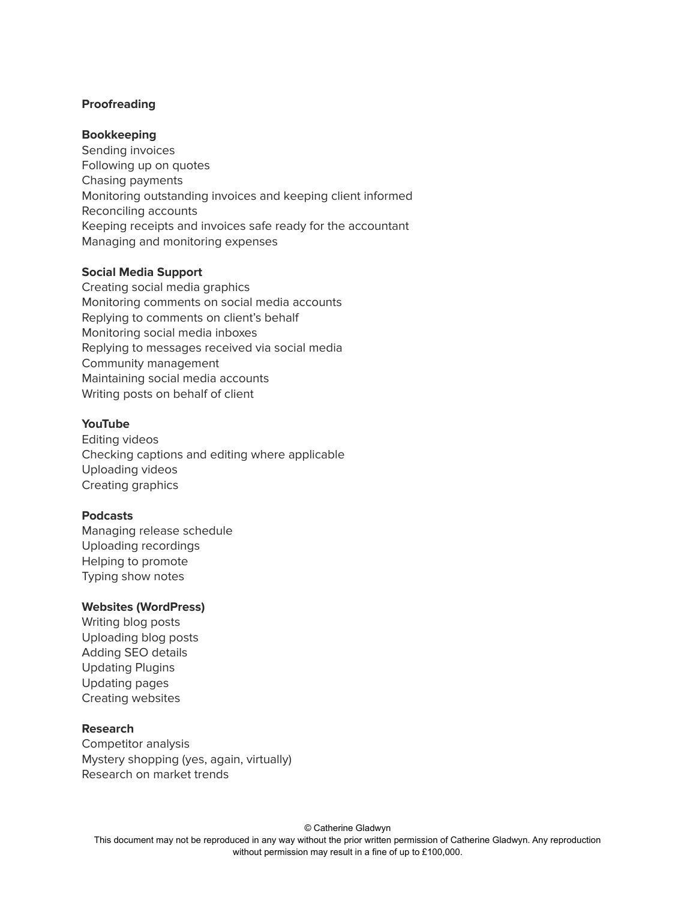**Proofreading**

**Bookkeeping**
Sending invoices
Following up on quotes
Chasing payments
Monitoring outstanding invoices and keeping client informed
Reconciling accounts
Keeping receipts and invoices safe ready for the accountant
Managing and monitoring expenses

**Social Media Support**
Creating social media graphics
Monitoring comments on social media accounts
Replying to comments on client's behalf
Monitoring social media inboxes
Replying to messages received via social media
Community management
Maintaining social media accounts
Writing posts on behalf of client

**YouTube**
Editing videos
Checking captions and editing where applicable
Uploading videos
Creating graphics

**Podcasts**
Managing release schedule
Uploading recordings
Helping to promote
Typing show notes

**Websites (WordPress)**
Writing blog posts
Uploading blog posts
Adding SEO details
Updating Plugins
Updating pages
Creating websites

**Research**
Competitor analysis
Mystery shopping (yes, again, virtually)
Research on market trends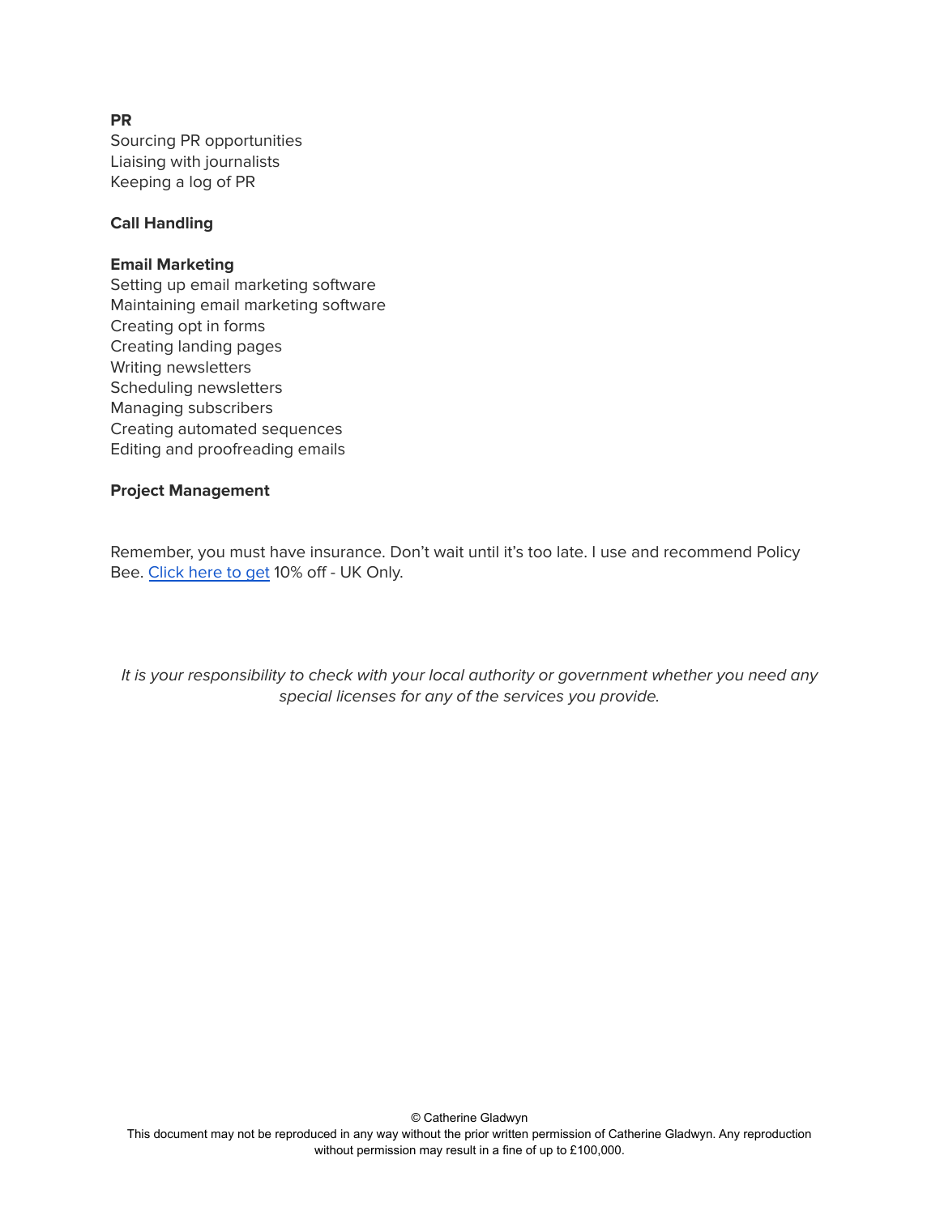**PR**
Sourcing PR opportunities
Liaising with journalists
Keeping a log of PR

**Call Handling**

**Email Marketing**
Setting up email marketing software
Maintaining email marketing software
Creating opt in forms
Creating landing pages
Writing newsletters
Scheduling newsletters
Managing subscribers
Creating automated sequences
Editing and proofreading emails

**Project Management**

Remember, you must have insurance. Don't wait until it's too late. I use and recommend Policy Bee. Click here to get 10% off - UK Only.

*It is your responsibility to check with your local authority or government whether you need any special licenses for any of the services you provide.*

© Catherine Gladwyn
This document may not be reproduced in any way without the prior written permission of Catherine Gladwyn. Any reproduction without permission may result in a fine of up to £100,000.